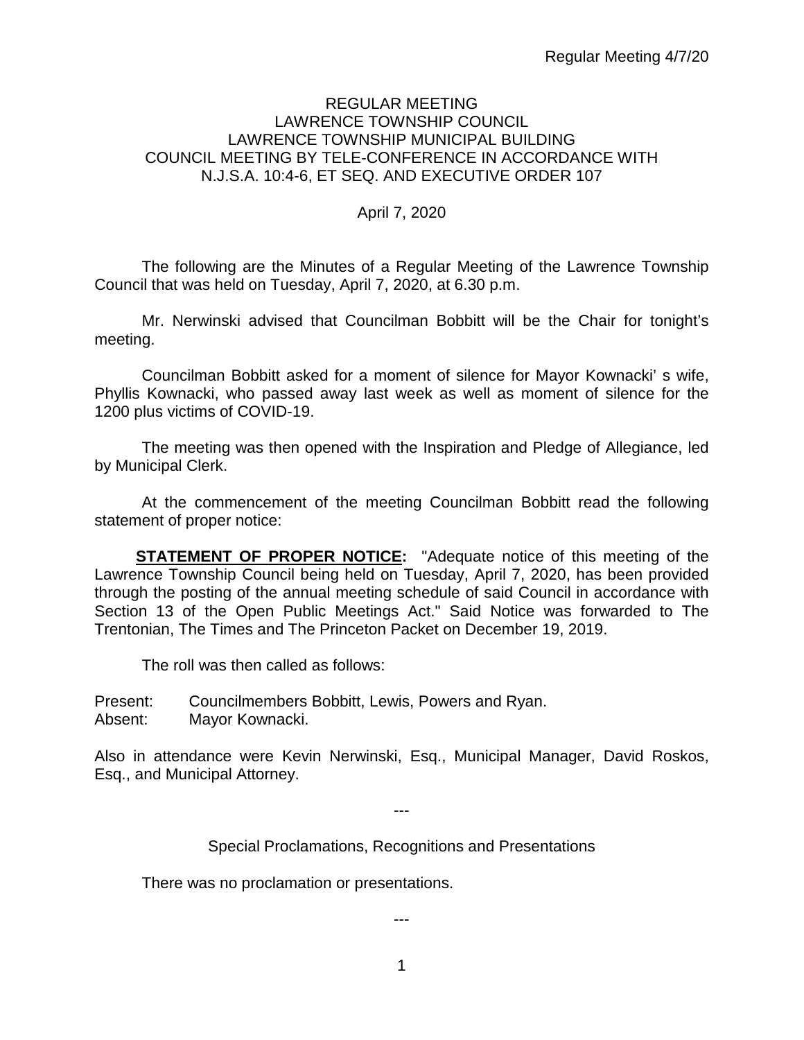REGULAR MEETING
LAWRENCE TOWNSHIP COUNCIL
LAWRENCE TOWNSHIP MUNICIPAL BUILDING
COUNCIL MEETING BY TELE-CONFERENCE IN ACCORDANCE WITH
N.J.S.A. 10:4-6, ET SEQ. AND EXECUTIVE ORDER 107

April 7, 2020

The following are the Minutes of a Regular Meeting of the Lawrence Township Council that was held on Tuesday, April 7, 2020, at 6.30 p.m.

Mr. Nerwinski advised that Councilman Bobbitt will be the Chair for tonight's meeting.

Councilman Bobbitt asked for a moment of silence for Mayor Kownacki' s wife, Phyllis Kownacki, who passed away last week as well as moment of silence for the 1200 plus victims of COVID-19.

The meeting was then opened with the Inspiration and Pledge of Allegiance, led by Municipal Clerk.

At the commencement of the meeting Councilman Bobbitt read the following statement of proper notice:

**STATEMENT OF PROPER NOTICE:** "Adequate notice of this meeting of the Lawrence Township Council being held on Tuesday, April 7, 2020, has been provided through the posting of the annual meeting schedule of said Council in accordance with Section 13 of the Open Public Meetings Act." Said Notice was forwarded to The Trentonian, The Times and The Princeton Packet on December 19, 2019.

The roll was then called as follows:

Present: Councilmembers Bobbitt, Lewis, Powers and Ryan.
Absent: Mayor Kownacki.

Also in attendance were Kevin Nerwinski, Esq., Municipal Manager, David Roskos, Esq., and Municipal Attorney.

---

Special Proclamations, Recognitions and Presentations

There was no proclamation or presentations.

---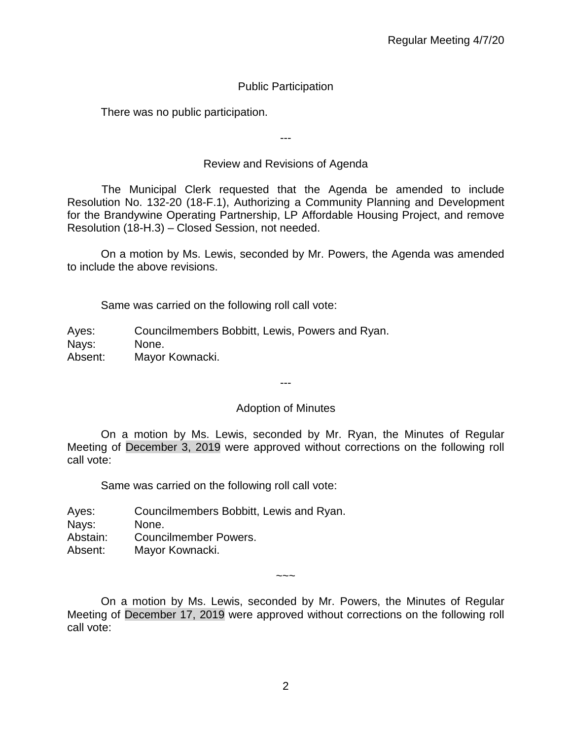## Public Participation

There was no public participation.

---

## Review and Revisions of Agenda

The Municipal Clerk requested that the Agenda be amended to include Resolution No. 132-20 (18-F.1), Authorizing a Community Planning and Development for the Brandywine Operating Partnership, LP Affordable Housing Project, and remove Resolution (18-H.3) – Closed Session, not needed.

On a motion by Ms. Lewis, seconded by Mr. Powers, the Agenda was amended to include the above revisions.

Same was carried on the following roll call vote:

Ayes: Councilmembers Bobbitt, Lewis, Powers and Ryan.
Nays: None.
Absent: Mayor Kownacki.

---

## Adoption of Minutes

On a motion by Ms. Lewis, seconded by Mr. Ryan, the Minutes of Regular Meeting of December 3, 2019 were approved without corrections on the following roll call vote:

Same was carried on the following roll call vote:

Ayes: Councilmembers Bobbitt, Lewis and Ryan.
Nays: None.
Abstain: Councilmember Powers.
Absent: Mayor Kownacki.

~~~

On a motion by Ms. Lewis, seconded by Mr. Powers, the Minutes of Regular Meeting of December 17, 2019 were approved without corrections on the following roll call vote: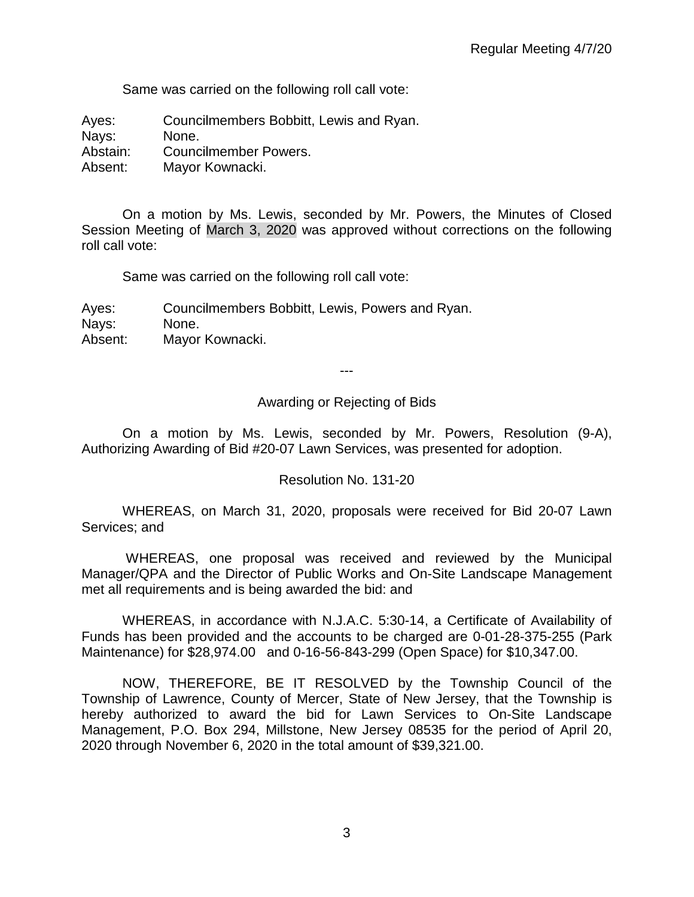Same was carried on the following roll call vote:

Ayes: Councilmembers Bobbitt, Lewis and Ryan.
Nays: None.
Abstain: Councilmember Powers.
Absent: Mayor Kownacki.

On a motion by Ms. Lewis, seconded by Mr. Powers, the Minutes of Closed Session Meeting of March 3, 2020 was approved without corrections on the following roll call vote:

Same was carried on the following roll call vote:

Ayes: Councilmembers Bobbitt, Lewis, Powers and Ryan.
Nays: None.
Absent: Mayor Kownacki.

---

## Awarding or Rejecting of Bids

On a motion by Ms. Lewis, seconded by Mr. Powers, Resolution (9-A), Authorizing Awarding of Bid #20-07 Lawn Services, was presented for adoption.

### Resolution No. 131-20

WHEREAS, on March 31, 2020, proposals were received for Bid 20-07 Lawn Services; and

WHEREAS, one proposal was received and reviewed by the Municipal Manager/QPA and the Director of Public Works and On-Site Landscape Management met all requirements and is being awarded the bid: and

WHEREAS, in accordance with N.J.A.C. 5:30-14, a Certificate of Availability of Funds has been provided and the accounts to be charged are 0-01-28-375-255 (Park Maintenance) for $28,974.00 and 0-16-56-843-299 (Open Space) for $10,347.00.

NOW, THEREFORE, BE IT RESOLVED by the Township Council of the Township of Lawrence, County of Mercer, State of New Jersey, that the Township is hereby authorized to award the bid for Lawn Services to On-Site Landscape Management, P.O. Box 294, Millstone, New Jersey 08535 for the period of April 20, 2020 through November 6, 2020 in the total amount of $39,321.00.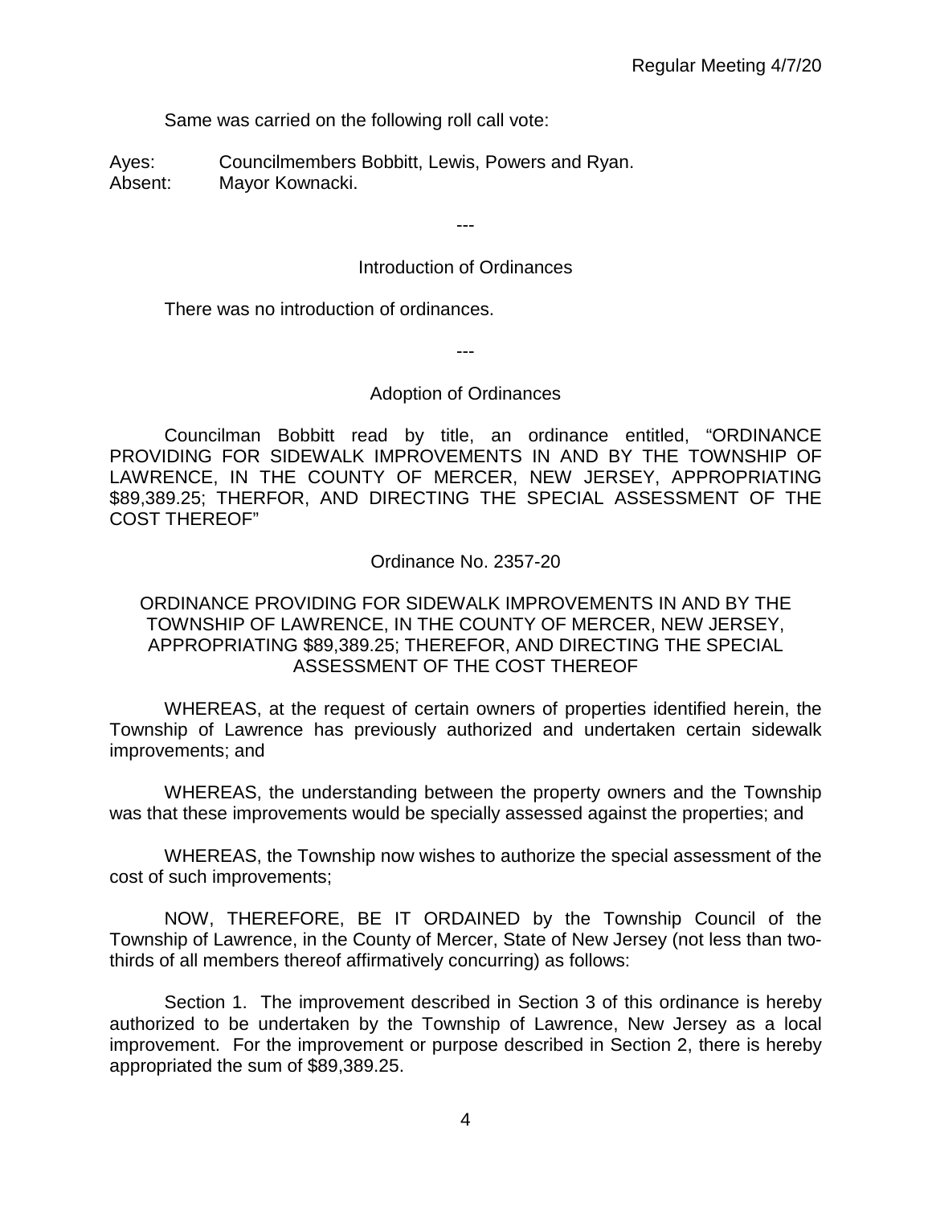Same was carried on the following roll call vote:

Ayes: Councilmembers Bobbitt, Lewis, Powers and Ryan.
Absent: Mayor Kownacki.

---

Introduction of Ordinances

There was no introduction of ordinances.

---

Adoption of Ordinances

Councilman Bobbitt read by title, an ordinance entitled, "ORDINANCE PROVIDING FOR SIDEWALK IMPROVEMENTS IN AND BY THE TOWNSHIP OF LAWRENCE, IN THE COUNTY OF MERCER, NEW JERSEY, APPROPRIATING $89,389.25; THERFOR, AND DIRECTING THE SPECIAL ASSESSMENT OF THE COST THEREOF"

Ordinance No. 2357-20

ORDINANCE PROVIDING FOR SIDEWALK IMPROVEMENTS IN AND BY THE TOWNSHIP OF LAWRENCE, IN THE COUNTY OF MERCER, NEW JERSEY, APPROPRIATING $89,389.25; THEREFOR, AND DIRECTING THE SPECIAL ASSESSMENT OF THE COST THEREOF

WHEREAS, at the request of certain owners of properties identified herein, the Township of Lawrence has previously authorized and undertaken certain sidewalk improvements; and

WHEREAS, the understanding between the property owners and the Township was that these improvements would be specially assessed against the properties; and

WHEREAS, the Township now wishes to authorize the special assessment of the cost of such improvements;

NOW, THEREFORE, BE IT ORDAINED by the Township Council of the Township of Lawrence, in the County of Mercer, State of New Jersey (not less than two-thirds of all members thereof affirmatively concurring) as follows:

Section 1. The improvement described in Section 3 of this ordinance is hereby authorized to be undertaken by the Township of Lawrence, New Jersey as a local improvement. For the improvement or purpose described in Section 2, there is hereby appropriated the sum of $89,389.25.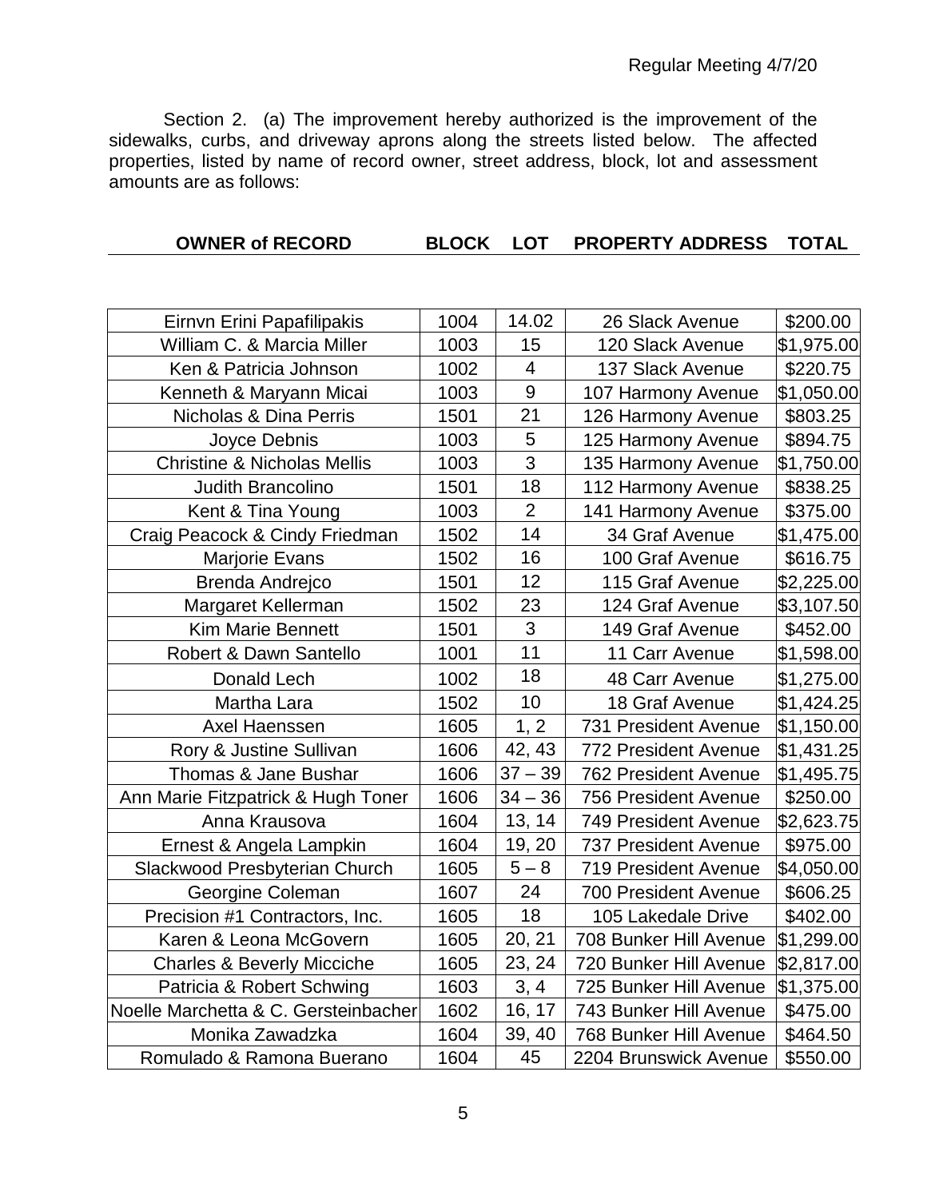Section 2. (a) The improvement hereby authorized is the improvement of the sidewalks, curbs, and driveway aprons along the streets listed below. The affected properties, listed by name of record owner, street address, block, lot and assessment amounts are as follows:

| OWNER of RECORD | BLOCK | LOT | PROPERTY ADDRESS | TOTAL |
|---|---|---|---|---|
| Eirnvn Erini Papafilipakis | 1004 | 14.02 | 26 Slack Avenue | $200.00 |
| William C. & Marcia Miller | 1003 | 15 | 120 Slack Avenue | $1,975.00 |
| Ken & Patricia Johnson | 1002 | 4 | 137 Slack Avenue | $220.75 |
| Kenneth & Maryann Micai | 1003 | 9 | 107 Harmony Avenue | $1,050.00 |
| Nicholas & Dina Perris | 1501 | 21 | 126 Harmony Avenue | $803.25 |
| Joyce Debnis | 1003 | 5 | 125 Harmony Avenue | $894.75 |
| Christine & Nicholas Mellis | 1003 | 3 | 135 Harmony Avenue | $1,750.00 |
| Judith Brancolino | 1501 | 18 | 112 Harmony Avenue | $838.25 |
| Kent & Tina Young | 1003 | 2 | 141 Harmony Avenue | $375.00 |
| Craig Peacock & Cindy Friedman | 1502 | 14 | 34 Graf Avenue | $1,475.00 |
| Marjorie Evans | 1502 | 16 | 100 Graf Avenue | $616.75 |
| Brenda Andrejco | 1501 | 12 | 115 Graf Avenue | $2,225.00 |
| Margaret Kellerman | 1502 | 23 | 124 Graf Avenue | $3,107.50 |
| Kim Marie Bennett | 1501 | 3 | 149 Graf Avenue | $452.00 |
| Robert & Dawn Santello | 1001 | 11 | 11 Carr Avenue | $1,598.00 |
| Donald Lech | 1002 | 18 | 48 Carr Avenue | $1,275.00 |
| Martha Lara | 1502 | 10 | 18 Graf Avenue | $1,424.25 |
| Axel Haenssen | 1605 | 1, 2 | 731 President Avenue | $1,150.00 |
| Rory & Justine Sullivan | 1606 | 42, 43 | 772 President Avenue | $1,431.25 |
| Thomas & Jane Bushar | 1606 | 37 – 39 | 762 President Avenue | $1,495.75 |
| Ann Marie Fitzpatrick & Hugh Toner | 1606 | 34 – 36 | 756 President Avenue | $250.00 |
| Anna Krausova | 1604 | 13, 14 | 749 President Avenue | $2,623.75 |
| Ernest & Angela Lampkin | 1604 | 19, 20 | 737 President Avenue | $975.00 |
| Slackwood Presbyterian Church | 1605 | 5 – 8 | 719 President Avenue | $4,050.00 |
| Georgine Coleman | 1607 | 24 | 700 President Avenue | $606.25 |
| Precision #1 Contractors, Inc. | 1605 | 18 | 105 Lakedale Drive | $402.00 |
| Karen & Leona McGovern | 1605 | 20, 21 | 708 Bunker Hill Avenue | $1,299.00 |
| Charles & Beverly Micciche | 1605 | 23, 24 | 720 Bunker Hill Avenue | $2,817.00 |
| Patricia & Robert Schwing | 1603 | 3, 4 | 725 Bunker Hill Avenue | $1,375.00 |
| Noelle Marchetta & C. Gersteinbacher | 1602 | 16, 17 | 743 Bunker Hill Avenue | $475.00 |
| Monika Zawadzka | 1604 | 39, 40 | 768 Bunker Hill Avenue | $464.50 |
| Romulado & Ramona Buerano | 1604 | 45 | 2204 Brunswick Avenue | $550.00 |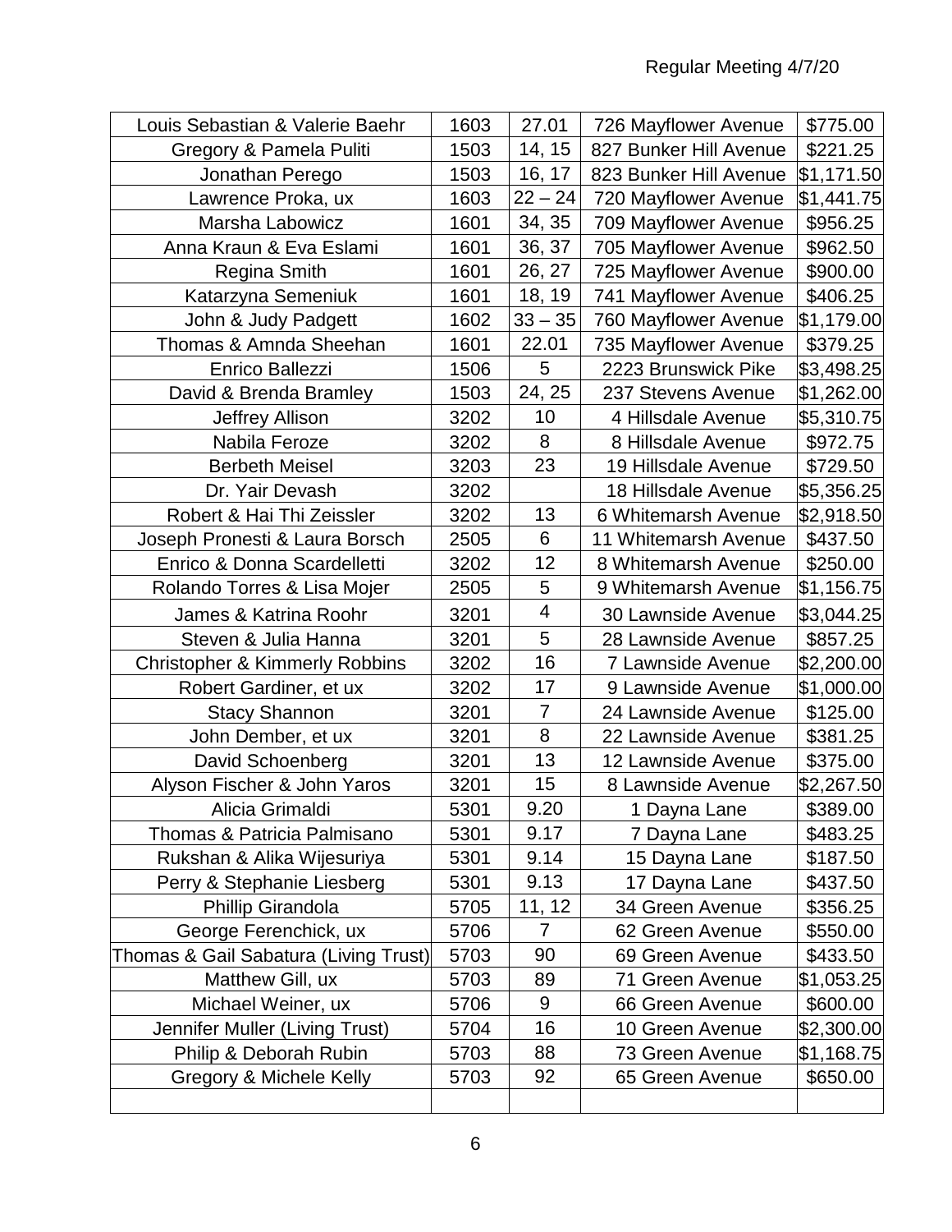| Louis Sebastian & Valerie Baehr | 1603 | 27.01 | 726 Mayflower Avenue | $775.00 |
|---|---|---|---|---|
| Gregory & Pamela Puliti | 1503 | 14, 15 | 827 Bunker Hill Avenue | $221.25 |
| Jonathan Perego | 1503 | 16, 17 | 823 Bunker Hill Avenue | $1,171.50 |
| Lawrence Proka, ux | 1603 | 22 – 24 | 720 Mayflower Avenue | $1,441.75 |
| Marsha Labowicz | 1601 | 34, 35 | 709 Mayflower Avenue | $956.25 |
| Anna Kraun & Eva Eslami | 1601 | 36, 37 | 705 Mayflower Avenue | $962.50 |
| Regina Smith | 1601 | 26, 27 | 725 Mayflower Avenue | $900.00 |
| Katarzyna Semeniuk | 1601 | 18, 19 | 741 Mayflower Avenue | $406.25 |
| John & Judy Padgett | 1602 | 33 – 35 | 760 Mayflower Avenue | $1,179.00 |
| Thomas & Amnda Sheehan | 1601 | 22.01 | 735 Mayflower Avenue | $379.25 |
| Enrico Ballezzi | 1506 | 5 | 2223 Brunswick Pike | $3,498.25 |
| David & Brenda Bramley | 1503 | 24, 25 | 237 Stevens Avenue | $1,262.00 |
| Jeffrey Allison | 3202 | 10 | 4 Hillsdale Avenue | $5,310.75 |
| Nabila Feroze | 3202 | 8 | 8 Hillsdale Avenue | $972.75 |
| Berbeth Meisel | 3203 | 23 | 19 Hillsdale Avenue | $729.50 |
| Dr. Yair Devash | 3202 | | 18 Hillsdale Avenue | $5,356.25 |
| Robert & Hai Thi Zeissler | 3202 | 13 | 6 Whitemarsh Avenue | $2,918.50 |
| Joseph Pronesti & Laura Borsch | 2505 | 6 | 11 Whitemarsh Avenue | $437.50 |
| Enrico & Donna Scardelletti | 3202 | 12 | 8 Whitemarsh Avenue | $250.00 |
| Rolando Torres & Lisa Mojer | 2505 | 5 | 9 Whitemarsh Avenue | $1,156.75 |
| James & Katrina Roohr | 3201 | 4 | 30 Lawnside Avenue | $3,044.25 |
| Steven & Julia Hanna | 3201 | 5 | 28 Lawnside Avenue | $857.25 |
| Christopher & Kimmerly Robbins | 3202 | 16 | 7 Lawnside Avenue | $2,200.00 |
| Robert Gardiner, et ux | 3202 | 17 | 9 Lawnside Avenue | $1,000.00 |
| Stacy Shannon | 3201 | 7 | 24 Lawnside Avenue | $125.00 |
| John Dember, et ux | 3201 | 8 | 22 Lawnside Avenue | $381.25 |
| David Schoenberg | 3201 | 13 | 12 Lawnside Avenue | $375.00 |
| Alyson Fischer & John Yaros | 3201 | 15 | 8 Lawnside Avenue | $2,267.50 |
| Alicia Grimaldi | 5301 | 9.20 | 1 Dayna Lane | $389.00 |
| Thomas & Patricia Palmisano | 5301 | 9.17 | 7 Dayna Lane | $483.25 |
| Rukshan & Alika Wijesuriya | 5301 | 9.14 | 15 Dayna Lane | $187.50 |
| Perry & Stephanie Liesberg | 5301 | 9.13 | 17 Dayna Lane | $437.50 |
| Phillip Girandola | 5705 | 11, 12 | 34 Green Avenue | $356.25 |
| George Ferenchick, ux | 5706 | 7 | 62 Green Avenue | $550.00 |
| Thomas & Gail Sabatura (Living Trust) | 5703 | 90 | 69 Green Avenue | $433.50 |
| Matthew Gill, ux | 5703 | 89 | 71 Green Avenue | $1,053.25 |
| Michael Weiner, ux | 5706 | 9 | 66 Green Avenue | $600.00 |
| Jennifer Muller (Living Trust) | 5704 | 16 | 10 Green Avenue | $2,300.00 |
| Philip & Deborah Rubin | 5703 | 88 | 73 Green Avenue | $1,168.75 |
| Gregory & Michele Kelly | 5703 | 92 | 65 Green Avenue | $650.00 |
| | | | | |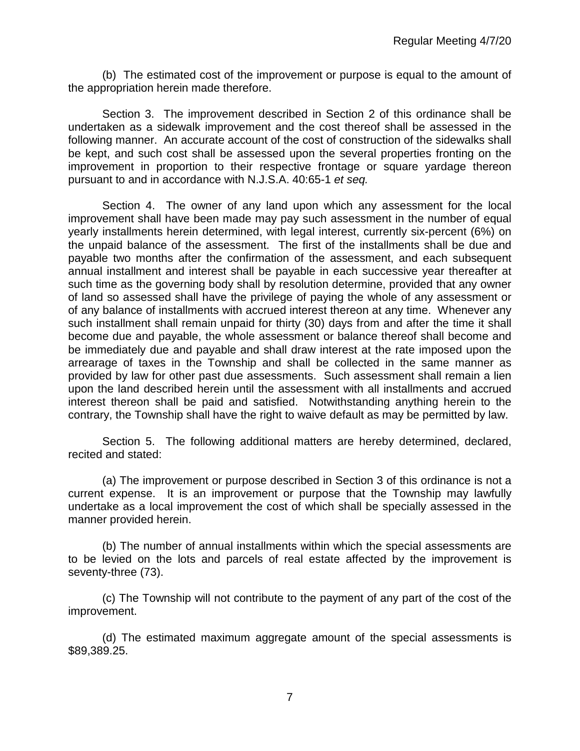(b) The estimated cost of the improvement or purpose is equal to the amount of the appropriation herein made therefore.

Section 3. The improvement described in Section 2 of this ordinance shall be undertaken as a sidewalk improvement and the cost thereof shall be assessed in the following manner. An accurate account of the cost of construction of the sidewalks shall be kept, and such cost shall be assessed upon the several properties fronting on the improvement in proportion to their respective frontage or square yardage thereon pursuant to and in accordance with N.J.S.A. 40:65-1 *et seq.*

Section 4. The owner of any land upon which any assessment for the local improvement shall have been made may pay such assessment in the number of equal yearly installments herein determined, with legal interest, currently six-percent (6%) on the unpaid balance of the assessment. The first of the installments shall be due and payable two months after the confirmation of the assessment, and each subsequent annual installment and interest shall be payable in each successive year thereafter at such time as the governing body shall by resolution determine, provided that any owner of land so assessed shall have the privilege of paying the whole of any assessment or of any balance of installments with accrued interest thereon at any time. Whenever any such installment shall remain unpaid for thirty (30) days from and after the time it shall become due and payable, the whole assessment or balance thereof shall become and be immediately due and payable and shall draw interest at the rate imposed upon the arrearage of taxes in the Township and shall be collected in the same manner as provided by law for other past due assessments. Such assessment shall remain a lien upon the land described herein until the assessment with all installments and accrued interest thereon shall be paid and satisfied. Notwithstanding anything herein to the contrary, the Township shall have the right to waive default as may be permitted by law.

Section 5. The following additional matters are hereby determined, declared, recited and stated:

(a) The improvement or purpose described in Section 3 of this ordinance is not a current expense. It is an improvement or purpose that the Township may lawfully undertake as a local improvement the cost of which shall be specially assessed in the manner provided herein.

(b) The number of annual installments within which the special assessments are to be levied on the lots and parcels of real estate affected by the improvement is seventy-three (73).

(c) The Township will not contribute to the payment of any part of the cost of the improvement.

(d) The estimated maximum aggregate amount of the special assessments is $89,389.25.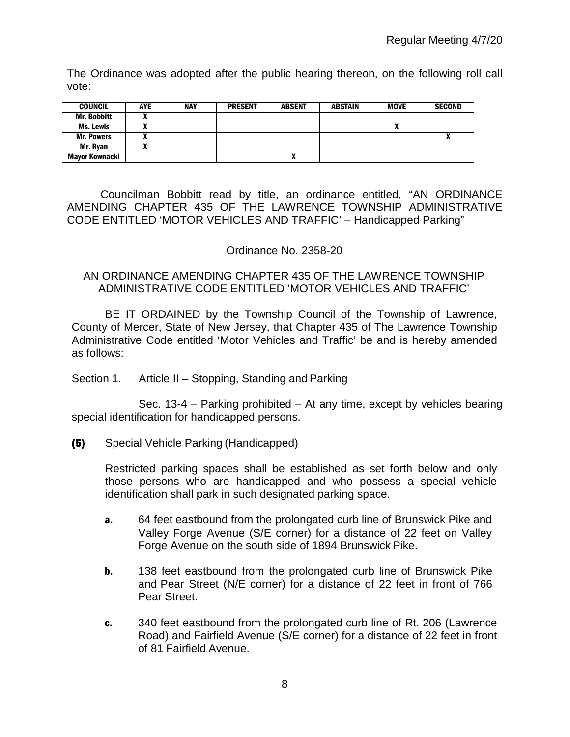The Ordinance was adopted after the public hearing thereon, on the following roll call vote:

| COUNCIL | AYE | NAY | PRESENT | ABSENT | ABSTAIN | MOVE | SECOND |
|---|---|---|---|---|---|---|---|
| Mr. Bobbitt | X | | | | | | |
| Ms. Lewis | X | | | | | X | |
| Mr. Powers | X | | | | | | X |
| Mr. Ryan | X | | | | | | |
| Mayor Kownacki | | | | X | | | |

Councilman Bobbitt read by title, an ordinance entitled, "AN ORDINANCE AMENDING CHAPTER 435 OF THE LAWRENCE TOWNSHIP ADMINISTRATIVE CODE ENTITLED 'MOTOR VEHICLES AND TRAFFIC' – Handicapped Parking"

Ordinance No. 2358-20

AN ORDINANCE AMENDING CHAPTER 435 OF THE LAWRENCE TOWNSHIP ADMINISTRATIVE CODE ENTITLED 'MOTOR VEHICLES AND TRAFFIC'

BE IT ORDAINED by the Township Council of the Township of Lawrence, County of Mercer, State of New Jersey, that Chapter 435 of The Lawrence Township Administrative Code entitled 'Motor Vehicles and Traffic' be and is hereby amended as follows:

Section 1. Article II – Stopping, Standing and Parking

Sec. 13-4 – Parking prohibited – At any time, except by vehicles bearing special identification for handicapped persons.

**(5)** Special Vehicle Parking (Handicapped)

Restricted parking spaces shall be established as set forth below and only those persons who are handicapped and who possess a special vehicle identification shall park in such designated parking space.

**a.** 64 feet eastbound from the prolongated curb line of Brunswick Pike and Valley Forge Avenue (S/E corner) for a distance of 22 feet on Valley Forge Avenue on the south side of 1894 Brunswick Pike.

**b.** 138 feet eastbound from the prolongated curb line of Brunswick Pike and Pear Street (N/E corner) for a distance of 22 feet in front of 766 Pear Street.

**c.** 340 feet eastbound from the prolongated curb line of Rt. 206 (Lawrence Road) and Fairfield Avenue (S/E corner) for a distance of 22 feet in front of 81 Fairfield Avenue.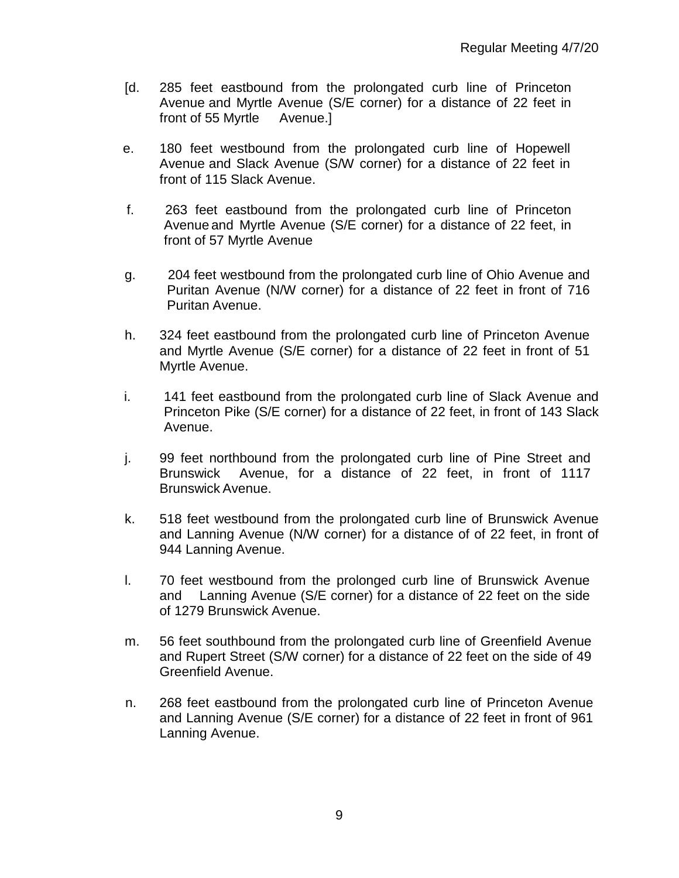[d. 285 feet eastbound from the prolongated curb line of Princeton Avenue and Myrtle Avenue (S/E corner) for a distance of 22 feet in front of 55 Myrtle Avenue.]

e. 180 feet westbound from the prolongated curb line of Hopewell Avenue and Slack Avenue (S/W corner) for a distance of 22 feet in front of 115 Slack Avenue.

f. 263 feet eastbound from the prolongated curb line of Princeton Avenue and Myrtle Avenue (S/E corner) for a distance of 22 feet, in front of 57 Myrtle Avenue

g. 204 feet westbound from the prolongated curb line of Ohio Avenue and Puritan Avenue (N/W corner) for a distance of 22 feet in front of 716 Puritan Avenue.

h. 324 feet eastbound from the prolongated curb line of Princeton Avenue and Myrtle Avenue (S/E corner) for a distance of 22 feet in front of 51 Myrtle Avenue.

i. 141 feet eastbound from the prolongated curb line of Slack Avenue and Princeton Pike (S/E corner) for a distance of 22 feet, in front of 143 Slack Avenue.

j. 99 feet northbound from the prolongated curb line of Pine Street and Brunswick Avenue, for a distance of 22 feet, in front of 1117 Brunswick Avenue.

k. 518 feet westbound from the prolongated curb line of Brunswick Avenue and Lanning Avenue (N/W corner) for a distance of of 22 feet, in front of 944 Lanning Avenue.

l. 70 feet westbound from the prolonged curb line of Brunswick Avenue and Lanning Avenue (S/E corner) for a distance of 22 feet on the side of 1279 Brunswick Avenue.

m. 56 feet southbound from the prolongated curb line of Greenfield Avenue and Rupert Street (S/W corner) for a distance of 22 feet on the side of 49 Greenfield Avenue.

n. 268 feet eastbound from the prolongated curb line of Princeton Avenue and Lanning Avenue (S/E corner) for a distance of 22 feet in front of 961 Lanning Avenue.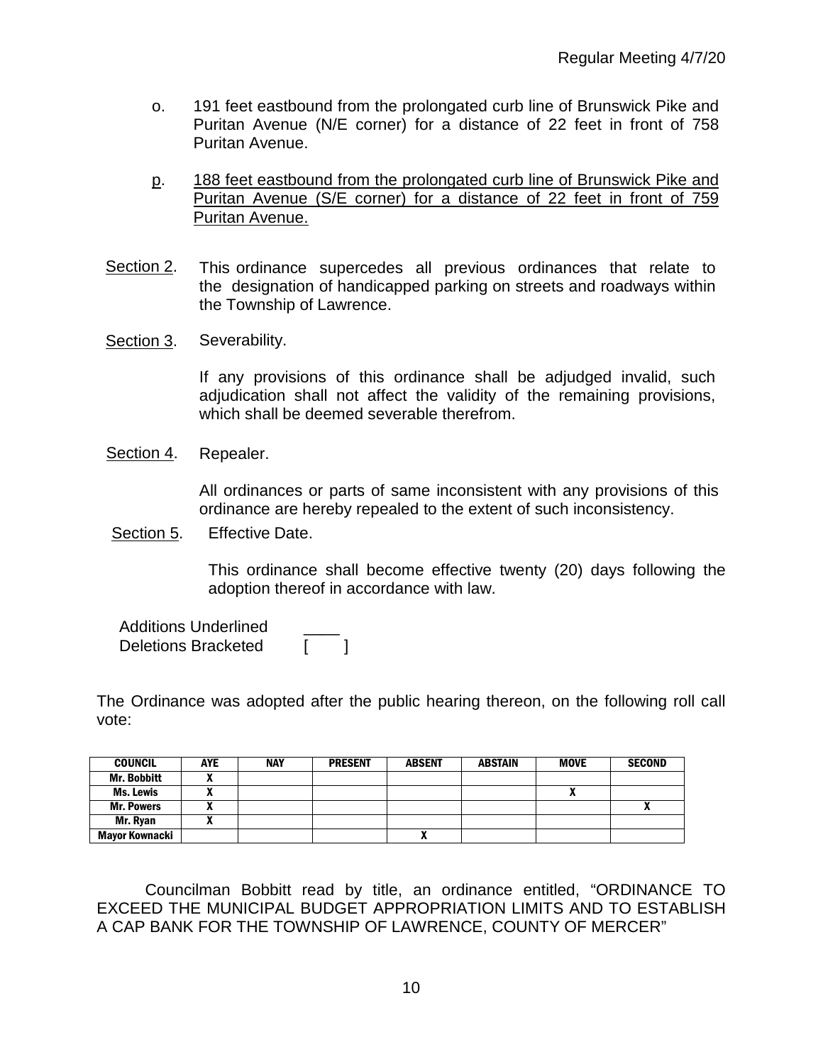o. 191 feet eastbound from the prolongated curb line of Brunswick Pike and Puritan Avenue (N/E corner) for a distance of 22 feet in front of 758 Puritan Avenue.

p. <u>188 feet eastbound from the prolongated curb line of Brunswick Pike and Puritan Avenue (S/E corner) for a distance of 22 feet in front of 759 Puritan Avenue.</u>

<u>Section 2</u>. This ordinance supercedes all previous ordinances that relate to the designation of handicapped parking on streets and roadways within the Township of Lawrence.

<u>Section 3</u>. Severability.

If any provisions of this ordinance shall be adjudged invalid, such adjudication shall not affect the validity of the remaining provisions, which shall be deemed severable therefrom.

<u>Section 4</u>. Repealer.

All ordinances or parts of same inconsistent with any provisions of this ordinance are hereby repealed to the extent of such inconsistency.

<u>Section 5</u>. Effective Date.

This ordinance shall become effective twenty (20) days following the adoption thereof in accordance with law.

Additions Underlined ____
Deletions Bracketed [ ]

The Ordinance was adopted after the public hearing thereon, on the following roll call vote:

| COUNCIL | AYE | NAY | PRESENT | ABSENT | ABSTAIN | MOVE | SECOND |
|---|---|---|---|---|---|---|---|
| Mr. Bobbitt | X | | | | | | |
| Ms. Lewis | X | | | | | X | |
| Mr. Powers | X | | | | | | X |
| Mr. Ryan | X | | | | | | |
| Mayor Kownacki | | | | X | | | |

Councilman Bobbitt read by title, an ordinance entitled, "ORDINANCE TO EXCEED THE MUNICIPAL BUDGET APPROPRIATION LIMITS AND TO ESTABLISH A CAP BANK FOR THE TOWNSHIP OF LAWRENCE, COUNTY OF MERCER"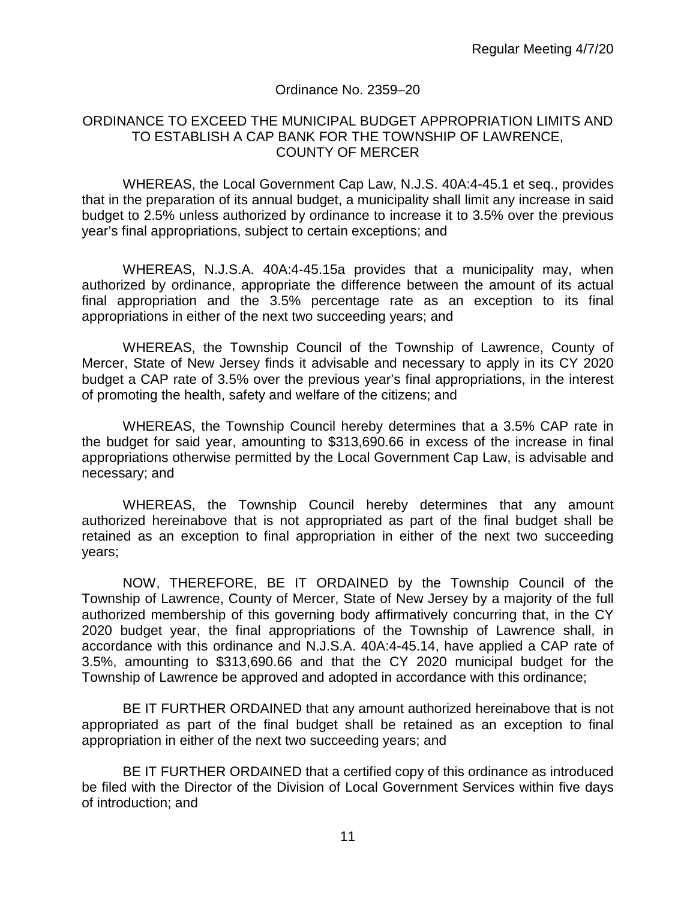Ordinance No. 2359–20

ORDINANCE TO EXCEED THE MUNICIPAL BUDGET APPROPRIATION LIMITS AND TO ESTABLISH A CAP BANK FOR THE TOWNSHIP OF LAWRENCE, COUNTY OF MERCER

WHEREAS, the Local Government Cap Law, N.J.S. 40A:4-45.1 et seq., provides that in the preparation of its annual budget, a municipality shall limit any increase in said budget to 2.5% unless authorized by ordinance to increase it to 3.5% over the previous year's final appropriations, subject to certain exceptions; and

WHEREAS, N.J.S.A. 40A:4-45.15a provides that a municipality may, when authorized by ordinance, appropriate the difference between the amount of its actual final appropriation and the 3.5% percentage rate as an exception to its final appropriations in either of the next two succeeding years; and

WHEREAS, the Township Council of the Township of Lawrence, County of Mercer, State of New Jersey finds it advisable and necessary to apply in its CY 2020 budget a CAP rate of 3.5% over the previous year's final appropriations, in the interest of promoting the health, safety and welfare of the citizens; and

WHEREAS, the Township Council hereby determines that a 3.5% CAP rate in the budget for said year, amounting to $313,690.66 in excess of the increase in final appropriations otherwise permitted by the Local Government Cap Law, is advisable and necessary; and

WHEREAS, the Township Council hereby determines that any amount authorized hereinabove that is not appropriated as part of the final budget shall be retained as an exception to final appropriation in either of the next two succeeding years;

NOW, THEREFORE, BE IT ORDAINED by the Township Council of the Township of Lawrence, County of Mercer, State of New Jersey by a majority of the full authorized membership of this governing body affirmatively concurring that, in the CY 2020 budget year, the final appropriations of the Township of Lawrence shall, in accordance with this ordinance and N.J.S.A. 40A:4-45.14, have applied a CAP rate of 3.5%, amounting to $313,690.66 and that the CY 2020 municipal budget for the Township of Lawrence be approved and adopted in accordance with this ordinance;

BE IT FURTHER ORDAINED that any amount authorized hereinabove that is not appropriated as part of the final budget shall be retained as an exception to final appropriation in either of the next two succeeding years; and

BE IT FURTHER ORDAINED that a certified copy of this ordinance as introduced be filed with the Director of the Division of Local Government Services within five days of introduction; and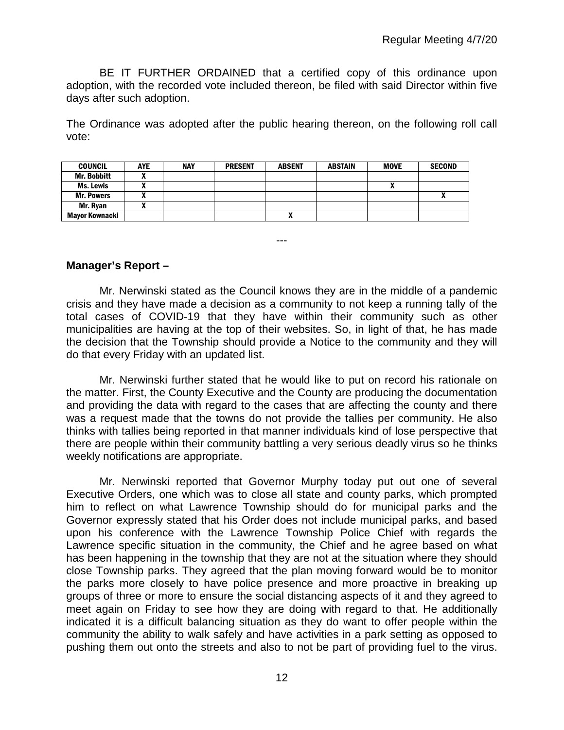BE IT FURTHER ORDAINED that a certified copy of this ordinance upon adoption, with the recorded vote included thereon, be filed with said Director within five days after such adoption.

The Ordinance was adopted after the public hearing thereon, on the following roll call vote:

| COUNCIL | AYE | NAY | PRESENT | ABSENT | ABSTAIN | MOVE | SECOND |
|---|---|---|---|---|---|---|---|
| Mr. Bobbitt | X | | | | | | |
| Ms. Lewis | X | | | | | X | |
| Mr. Powers | X | | | | | | X |
| Mr. Ryan | X | | | | | | |
| Mayor Kownacki | | | | X | | | |

---

**Manager's Report –**

Mr. Nerwinski stated as the Council knows they are in the middle of a pandemic crisis and they have made a decision as a community to not keep a running tally of the total cases of COVID-19 that they have within their community such as other municipalities are having at the top of their websites. So, in light of that, he has made the decision that the Township should provide a Notice to the community and they will do that every Friday with an updated list.

Mr. Nerwinski further stated that he would like to put on record his rationale on the matter. First, the County Executive and the County are producing the documentation and providing the data with regard to the cases that are affecting the county and there was a request made that the towns do not provide the tallies per community. He also thinks with tallies being reported in that manner individuals kind of lose perspective that there are people within their community battling a very serious deadly virus so he thinks weekly notifications are appropriate.

Mr. Nerwinski reported that Governor Murphy today put out one of several Executive Orders, one which was to close all state and county parks, which prompted him to reflect on what Lawrence Township should do for municipal parks and the Governor expressly stated that his Order does not include municipal parks, and based upon his conference with the Lawrence Township Police Chief with regards the Lawrence specific situation in the community, the Chief and he agree based on what has been happening in the township that they are not at the situation where they should close Township parks. They agreed that the plan moving forward would be to monitor the parks more closely to have police presence and more proactive in breaking up groups of three or more to ensure the social distancing aspects of it and they agreed to meet again on Friday to see how they are doing with regard to that. He additionally indicated it is a difficult balancing situation as they do want to offer people within the community the ability to walk safely and have activities in a park setting as opposed to pushing them out onto the streets and also to not be part of providing fuel to the virus.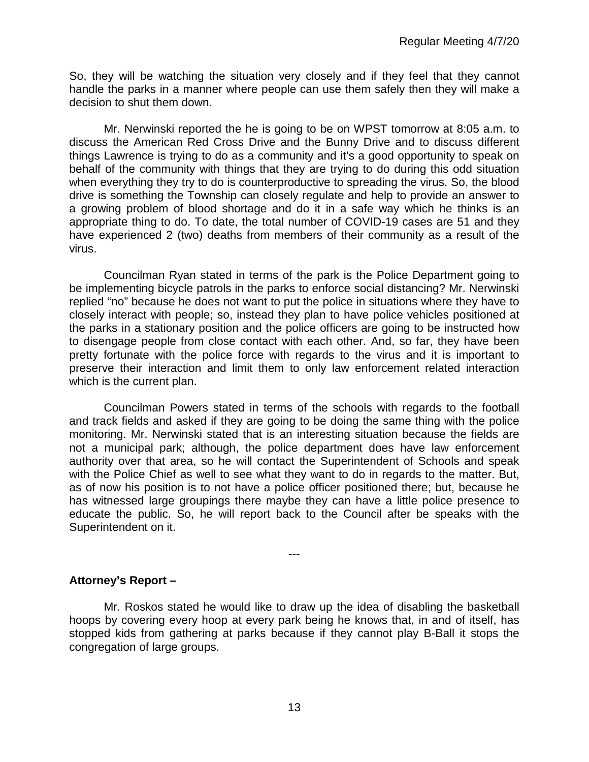So, they will be watching the situation very closely and if they feel that they cannot handle the parks in a manner where people can use them safely then they will make a decision to shut them down.

Mr. Nerwinski reported the he is going to be on WPST tomorrow at 8:05 a.m. to discuss the American Red Cross Drive and the Bunny Drive and to discuss different things Lawrence is trying to do as a community and it's a good opportunity to speak on behalf of the community with things that they are trying to do during this odd situation when everything they try to do is counterproductive to spreading the virus. So, the blood drive is something the Township can closely regulate and help to provide an answer to a growing problem of blood shortage and do it in a safe way which he thinks is an appropriate thing to do. To date, the total number of COVID-19 cases are 51 and they have experienced 2 (two) deaths from members of their community as a result of the virus.

Councilman Ryan stated in terms of the park is the Police Department going to be implementing bicycle patrols in the parks to enforce social distancing? Mr. Nerwinski replied "no" because he does not want to put the police in situations where they have to closely interact with people; so, instead they plan to have police vehicles positioned at the parks in a stationary position and the police officers are going to be instructed how to disengage people from close contact with each other. And, so far, they have been pretty fortunate with the police force with regards to the virus and it is important to preserve their interaction and limit them to only law enforcement related interaction which is the current plan.

Councilman Powers stated in terms of the schools with regards to the football and track fields and asked if they are going to be doing the same thing with the police monitoring. Mr. Nerwinski stated that is an interesting situation because the fields are not a municipal park; although, the police department does have law enforcement authority over that area, so he will contact the Superintendent of Schools and speak with the Police Chief as well to see what they want to do in regards to the matter. But, as of now his position is to not have a police officer positioned there; but, because he has witnessed large groupings there maybe they can have a little police presence to educate the public. So, he will report back to the Council after be speaks with the Superintendent on it.

---

**Attorney's Report –**

Mr. Roskos stated he would like to draw up the idea of disabling the basketball hoops by covering every hoop at every park being he knows that, in and of itself, has stopped kids from gathering at parks because if they cannot play B-Ball it stops the congregation of large groups.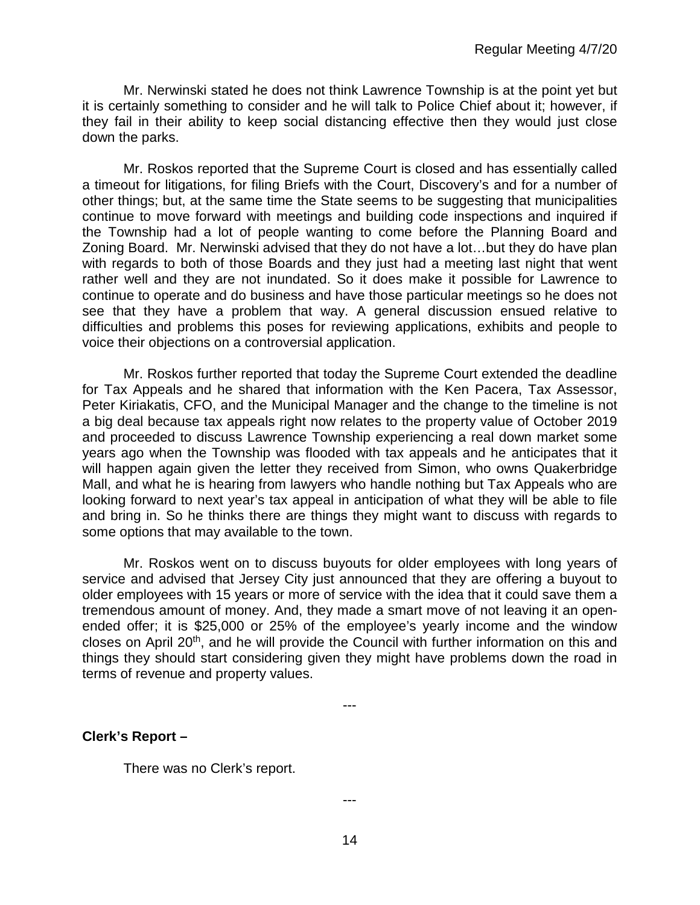Mr. Nerwinski stated he does not think Lawrence Township is at the point yet but it is certainly something to consider and he will talk to Police Chief about it; however, if they fail in their ability to keep social distancing effective then they would just close down the parks.

Mr. Roskos reported that the Supreme Court is closed and has essentially called a timeout for litigations, for filing Briefs with the Court, Discovery's and for a number of other things; but, at the same time the State seems to be suggesting that municipalities continue to move forward with meetings and building code inspections and inquired if the Township had a lot of people wanting to come before the Planning Board and Zoning Board. Mr. Nerwinski advised that they do not have a lot…but they do have plan with regards to both of those Boards and they just had a meeting last night that went rather well and they are not inundated. So it does make it possible for Lawrence to continue to operate and do business and have those particular meetings so he does not see that they have a problem that way. A general discussion ensued relative to difficulties and problems this poses for reviewing applications, exhibits and people to voice their objections on a controversial application.

Mr. Roskos further reported that today the Supreme Court extended the deadline for Tax Appeals and he shared that information with the Ken Pacera, Tax Assessor, Peter Kiriakatis, CFO, and the Municipal Manager and the change to the timeline is not a big deal because tax appeals right now relates to the property value of October 2019 and proceeded to discuss Lawrence Township experiencing a real down market some years ago when the Township was flooded with tax appeals and he anticipates that it will happen again given the letter they received from Simon, who owns Quakerbridge Mall, and what he is hearing from lawyers who handle nothing but Tax Appeals who are looking forward to next year's tax appeal in anticipation of what they will be able to file and bring in. So he thinks there are things they might want to discuss with regards to some options that may available to the town.

Mr. Roskos went on to discuss buyouts for older employees with long years of service and advised that Jersey City just announced that they are offering a buyout to older employees with 15 years or more of service with the idea that it could save them a tremendous amount of money. And, they made a smart move of not leaving it an open-ended offer; it is $25,000 or 25% of the employee's yearly income and the window closes on April 20th, and he will provide the Council with further information on this and things they should start considering given they might have problems down the road in terms of revenue and property values.

---

**Clerk's Report –**

There was no Clerk's report.

---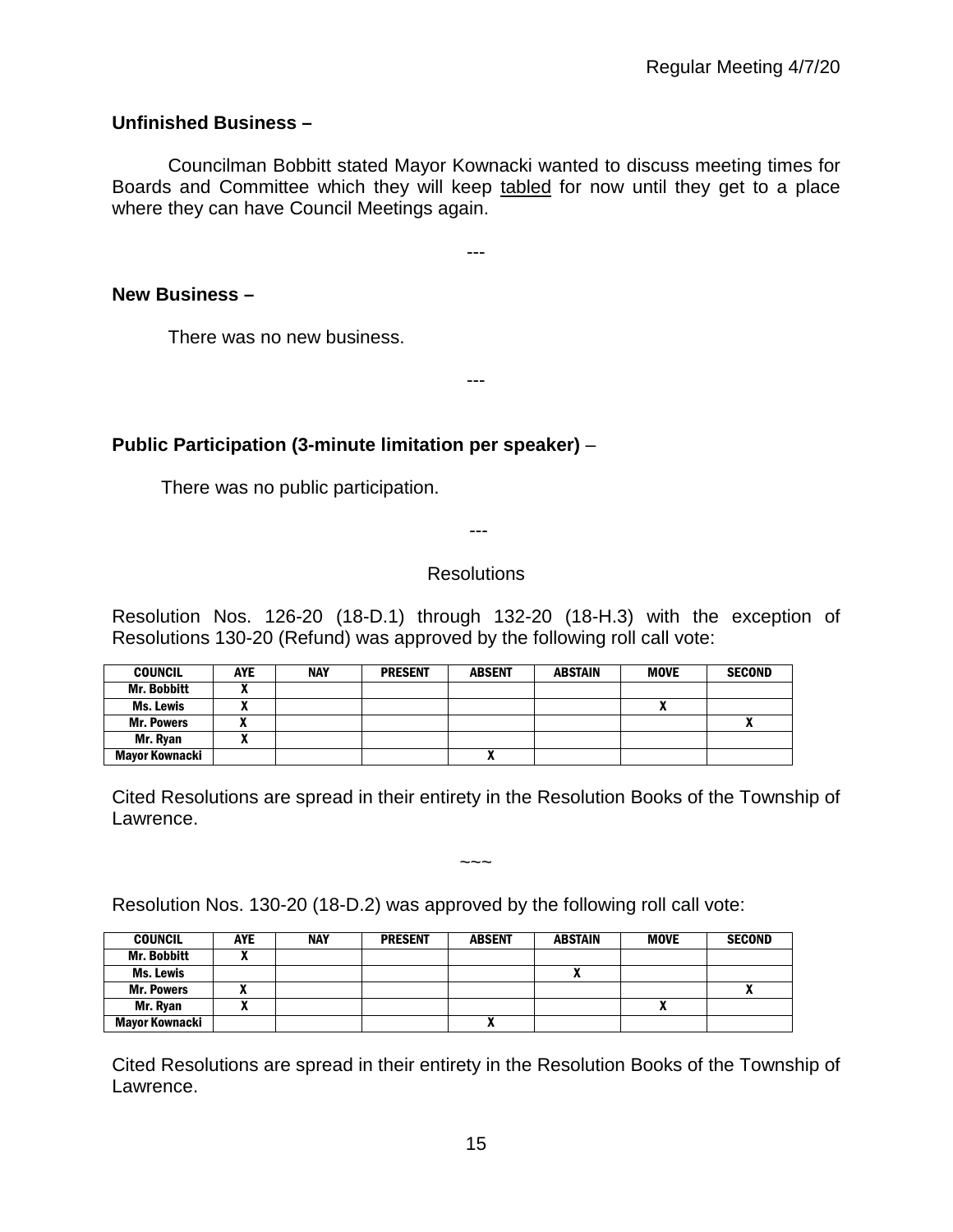**Unfinished Business –**

Councilman Bobbitt stated Mayor Kownacki wanted to discuss meeting times for Boards and Committee which they will keep tabled for now until they get to a place where they can have Council Meetings again.

---

**New Business –**

There was no new business.

---

**Public Participation (3-minute limitation per speaker)** –

There was no public participation.

---

Resolutions

Resolution Nos. 126-20 (18-D.1) through 132-20 (18-H.3) with the exception of Resolutions 130-20 (Refund) was approved by the following roll call vote:

| COUNCIL | AYE | NAY | PRESENT | ABSENT | ABSTAIN | MOVE | SECOND |
|---|---|---|---|---|---|---|---|
| Mr. Bobbitt | X | | | | | | |
| Ms. Lewis | X | | | | | X | |
| Mr. Powers | X | | | | | | X |
| Mr. Ryan | X | | | | | | |
| Mayor Kownacki | | | | X | | | |

Cited Resolutions are spread in their entirety in the Resolution Books of the Township of Lawrence.

~~~

Resolution Nos. 130-20 (18-D.2) was approved by the following roll call vote:

| COUNCIL | AYE | NAY | PRESENT | ABSENT | ABSTAIN | MOVE | SECOND |
|---|---|---|---|---|---|---|---|
| Mr. Bobbitt | X | | | | | | |
| Ms. Lewis | | | | | X | | |
| Mr. Powers | X | | | | | | X |
| Mr. Ryan | X | | | | | X | |
| Mayor Kownacki | | | | X | | | |

Cited Resolutions are spread in their entirety in the Resolution Books of the Township of Lawrence.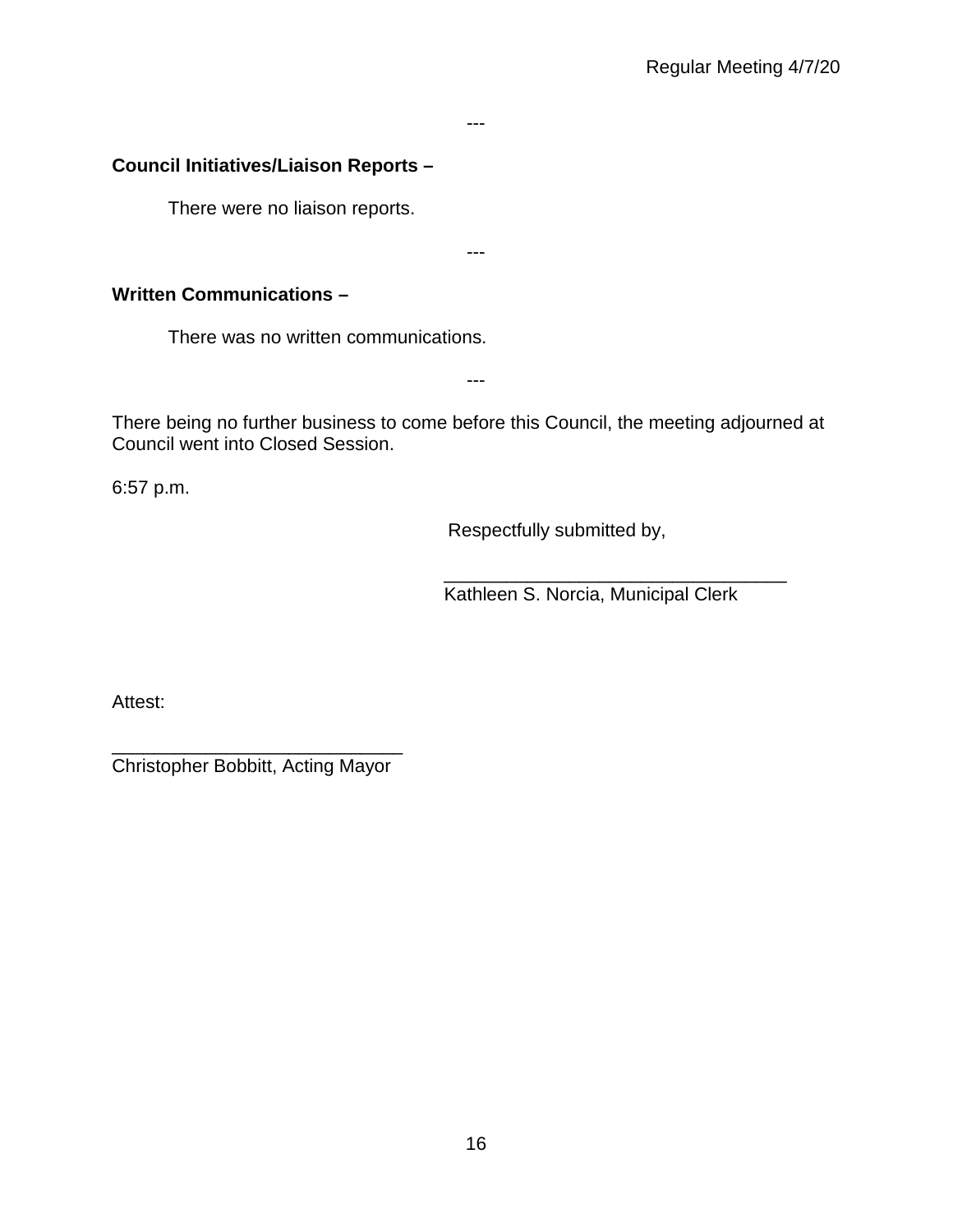---

**Council Initiatives/Liaison Reports –**

There were no liaison reports.

---

**Written Communications –**

There was no written communications.

---

There being no further business to come before this Council, the meeting adjourned at Council went into Closed Session.

6:57 p.m.

Respectfully submitted by,

\_\_\_\_\_\_\_\_\_\_\_\_\_\_\_\_\_\_\_\_\_\_\_\_\_\_\_\_\_\_\_\_\_\_
Kathleen S. Norcia, Municipal Clerk

Attest:

\_\_\_\_\_\_\_\_\_\_\_\_\_\_\_\_\_\_\_\_\_\_\_\_\_\_\_\_\_\_
Christopher Bobbitt, Acting Mayor